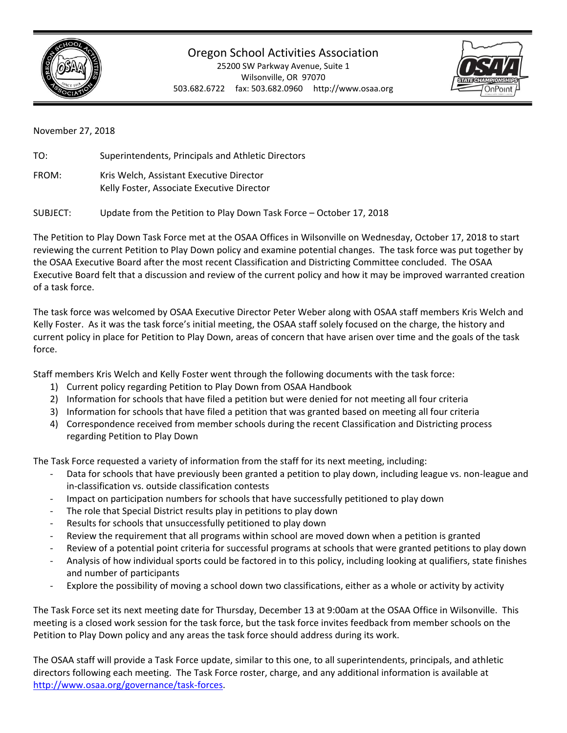# Oregon School Activities Association

25200 SW Parkway Avenue, Suite 1
Wilsonville, OR 97070
503.682.6722 fax: 503.682.0960 http://www.osaa.org

November 27, 2018

TO: Superintendents, Principals and Athletic Directors

FROM: Kris Welch, Assistant Executive Director
Kelly Foster, Associate Executive Director

SUBJECT: Update from the Petition to Play Down Task Force – October 17, 2018

The Petition to Play Down Task Force met at the OSAA Offices in Wilsonville on Wednesday, October 17, 2018 to start reviewing the current Petition to Play Down policy and examine potential changes. The task force was put together by the OSAA Executive Board after the most recent Classification and Districting Committee concluded. The OSAA Executive Board felt that a discussion and review of the current policy and how it may be improved warranted creation of a task force.

The task force was welcomed by OSAA Executive Director Peter Weber along with OSAA staff members Kris Welch and Kelly Foster. As it was the task force's initial meeting, the OSAA staff solely focused on the charge, the history and current policy in place for Petition to Play Down, areas of concern that have arisen over time and the goals of the task force.

Staff members Kris Welch and Kelly Foster went through the following documents with the task force:

1) Current policy regarding Petition to Play Down from OSAA Handbook
2) Information for schools that have filed a petition but were denied for not meeting all four criteria
3) Information for schools that have filed a petition that was granted based on meeting all four criteria
4) Correspondence received from member schools during the recent Classification and Districting process regarding Petition to Play Down

The Task Force requested a variety of information from the staff for its next meeting, including:

- Data for schools that have previously been granted a petition to play down, including league vs. non-league and in-classification vs. outside classification contests
- Impact on participation numbers for schools that have successfully petitioned to play down
- The role that Special District results play in petitions to play down
- Results for schools that unsuccessfully petitioned to play down
- Review the requirement that all programs within school are moved down when a petition is granted
- Review of a potential point criteria for successful programs at schools that were granted petitions to play down
- Analysis of how individual sports could be factored in to this policy, including looking at qualifiers, state finishes and number of participants
- Explore the possibility of moving a school down two classifications, either as a whole or activity by activity

The Task Force set its next meeting date for Thursday, December 13 at 9:00am at the OSAA Office in Wilsonville. This meeting is a closed work session for the task force, but the task force invites feedback from member schools on the Petition to Play Down policy and any areas the task force should address during its work.

The OSAA staff will provide a Task Force update, similar to this one, to all superintendents, principals, and athletic directors following each meeting. The Task Force roster, charge, and any additional information is available at http://www.osaa.org/governance/task-forces.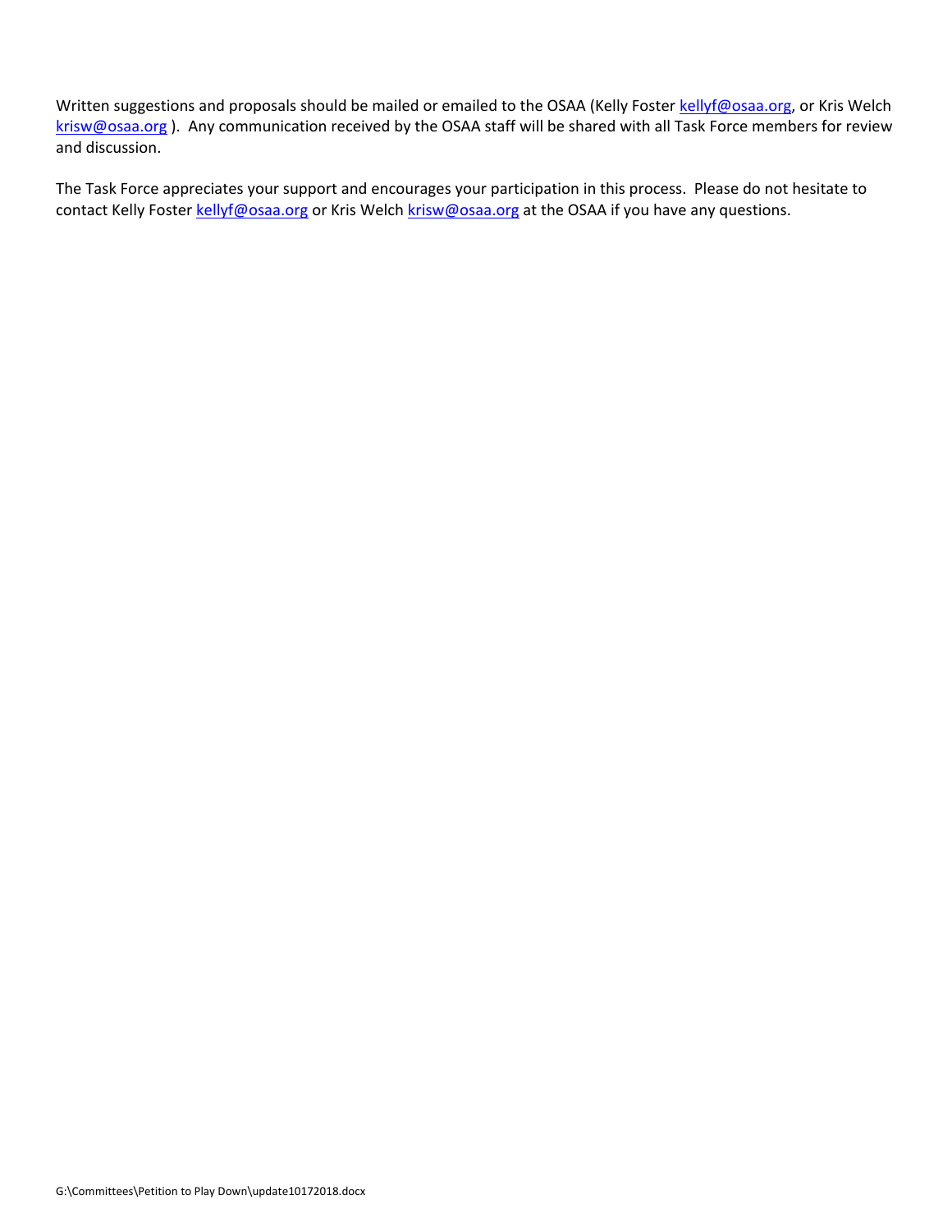Written suggestions and proposals should be mailed or emailed to the OSAA (Kelly Foster kellyf@osaa.org, or Kris Welch krisw@osaa.org ). Any communication received by the OSAA staff will be shared with all Task Force members for review and discussion.

The Task Force appreciates your support and encourages your participation in this process. Please do not hesitate to contact Kelly Foster kellyf@osaa.org or Kris Welch krisw@osaa.org at the OSAA if you have any questions.